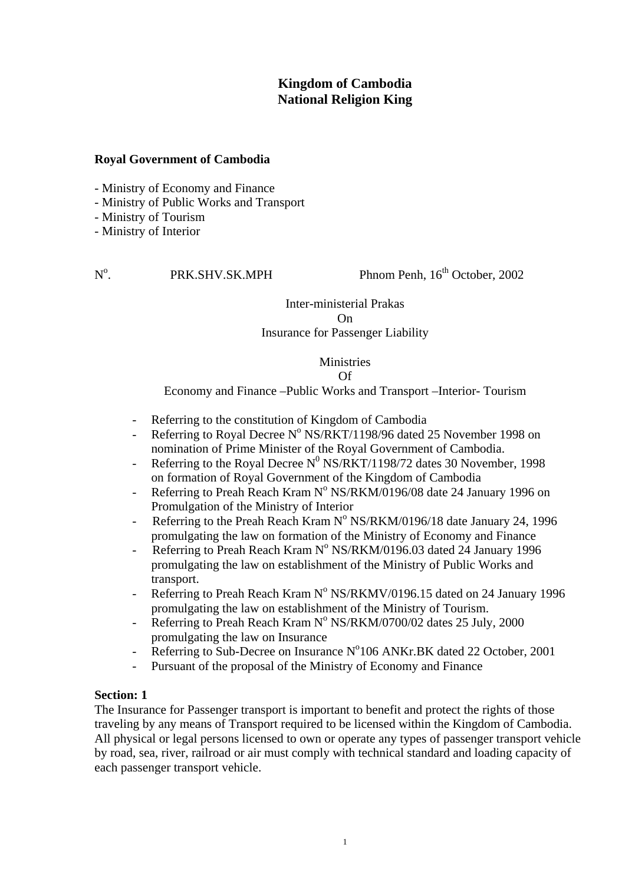**Kingdom of Cambodia**
**National Religion King**

**Royal Government of Cambodia**

- Ministry of Economy and Finance
- Ministry of Public Works and Transport
- Ministry of Tourism
- Ministry of Interior

N°. PRK.SHV.SK.MPH Phnom Penh, 16th October, 2002

Inter-ministerial Prakas
On
Insurance for Passenger Liability

Ministries
Of
Economy and Finance –Public Works and Transport –Interior- Tourism

- Referring to the constitution of Kingdom of Cambodia
- Referring to Royal Decree N° NS/RKT/1198/96 dated 25 November 1998 on nomination of Prime Minister of the Royal Government of Cambodia.
- Referring to the Royal Decree N0 NS/RKT/1198/72 dates 30 November, 1998 on formation of Royal Government of the Kingdom of Cambodia
- Referring to Preah Reach Kram N° NS/RKM/0196/08 date 24 January 1996 on Promulgation of the Ministry of Interior
- Referring to the Preah Reach Kram N° NS/RKM/0196/18 date January 24, 1996 promulgating the law on formation of the Ministry of Economy and Finance
- Referring to Preah Reach Kram N° NS/RKM/0196.03 dated 24 January 1996 promulgating the law on establishment of the Ministry of Public Works and transport.
- Referring to Preah Reach Kram N° NS/RKMV/0196.15 dated on 24 January 1996 promulgating the law on establishment of the Ministry of Tourism.
- Referring to Preah Reach Kram N° NS/RKM/0700/02 dates 25 July, 2000 promulgating the law on Insurance
- Referring to Sub-Decree on Insurance N°106 ANKr.BK dated 22 October, 2001
- Pursuant of the proposal of the Ministry of Economy and Finance

**Section: 1**

The Insurance for Passenger transport is important to benefit and protect the rights of those traveling by any means of Transport required to be licensed within the Kingdom of Cambodia. All physical or legal persons licensed to own or operate any types of passenger transport vehicle by road, sea, river, railroad or air must comply with technical standard and loading capacity of each passenger transport vehicle.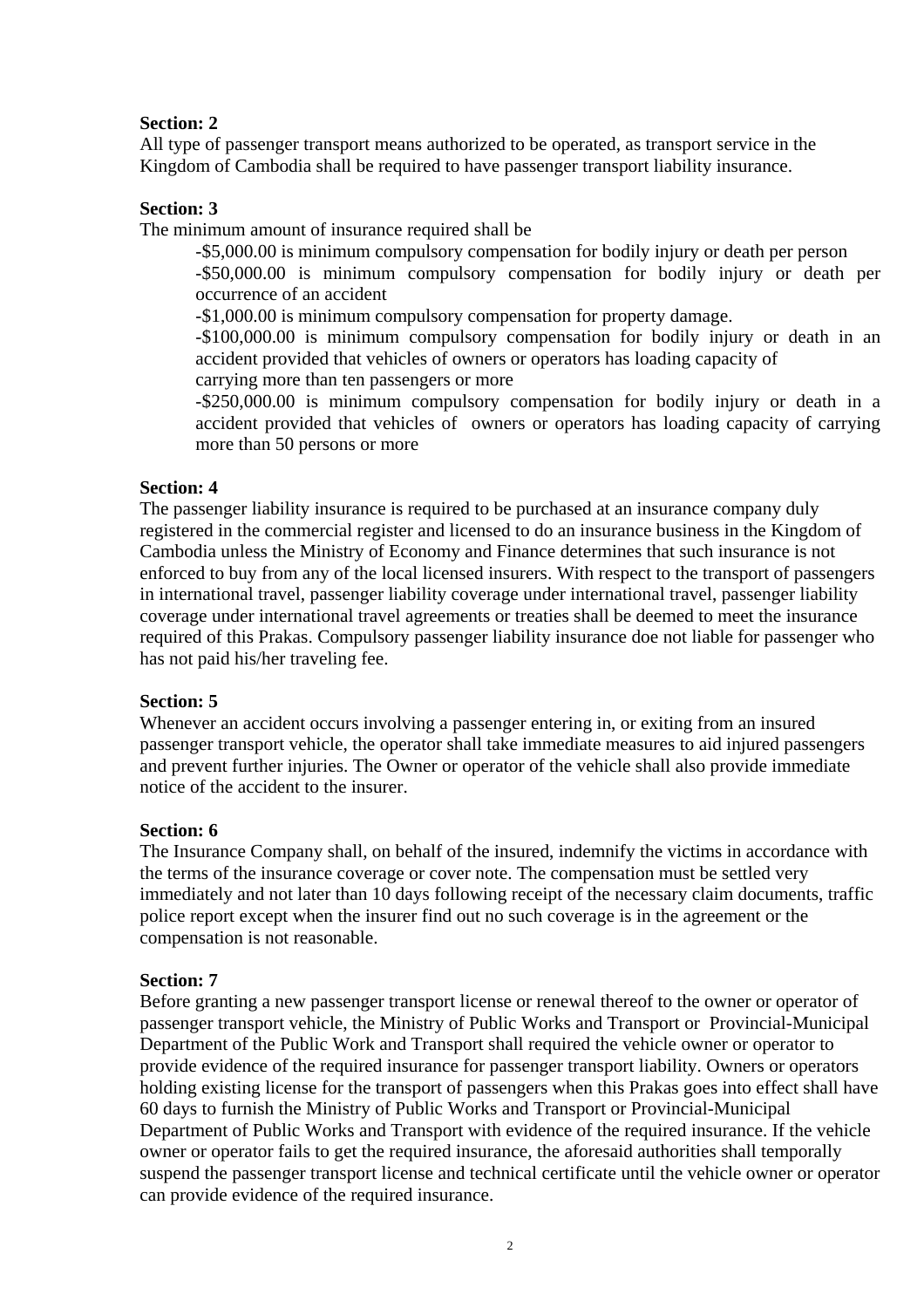**Section: 2**

All type of passenger transport means authorized to be operated, as transport service in the Kingdom of Cambodia shall be required to have passenger transport liability insurance.

**Section: 3**

The minimum amount of insurance required shall be

- -$5,000.00 is minimum compulsory compensation for bodily injury or death per person
- -$50,000.00 is minimum compulsory compensation for bodily injury or death per occurrence of an accident
- -$1,000.00 is minimum compulsory compensation for property damage.
- -$100,000.00 is minimum compulsory compensation for bodily injury or death in an accident provided that vehicles of owners or operators has loading capacity of carrying more than ten passengers or more
- -$250,000.00 is minimum compulsory compensation for bodily injury or death in a accident provided that vehicles of owners or operators has loading capacity of carrying more than 50 persons or more

**Section: 4**

The passenger liability insurance is required to be purchased at an insurance company duly registered in the commercial register and licensed to do an insurance business in the Kingdom of Cambodia unless the Ministry of Economy and Finance determines that such insurance is not enforced to buy from any of the local licensed insurers. With respect to the transport of passengers in international travel, passenger liability coverage under international travel, passenger liability coverage under international travel agreements or treaties shall be deemed to meet the insurance required of this Prakas. Compulsory passenger liability insurance doe not liable for passenger who has not paid his/her traveling fee.

**Section: 5**

Whenever an accident occurs involving a passenger entering in, or exiting from an insured passenger transport vehicle, the operator shall take immediate measures to aid injured passengers and prevent further injuries. The Owner or operator of the vehicle shall also provide immediate notice of the accident to the insurer.

**Section: 6**

The Insurance Company shall, on behalf of the insured, indemnify the victims in accordance with the terms of the insurance coverage or cover note. The compensation must be settled very immediately and not later than 10 days following receipt of the necessary claim documents, traffic police report except when the insurer find out no such coverage is in the agreement or the compensation is not reasonable.

**Section: 7**

Before granting a new passenger transport license or renewal thereof to the owner or operator of passenger transport vehicle, the Ministry of Public Works and Transport or Provincial-Municipal Department of the Public Work and Transport shall required the vehicle owner or operator to provide evidence of the required insurance for passenger transport liability. Owners or operators holding existing license for the transport of passengers when this Prakas goes into effect shall have 60 days to furnish the Ministry of Public Works and Transport or Provincial-Municipal Department of Public Works and Transport with evidence of the required insurance. If the vehicle owner or operator fails to get the required insurance, the aforesaid authorities shall temporally suspend the passenger transport license and technical certificate until the vehicle owner or operator can provide evidence of the required insurance.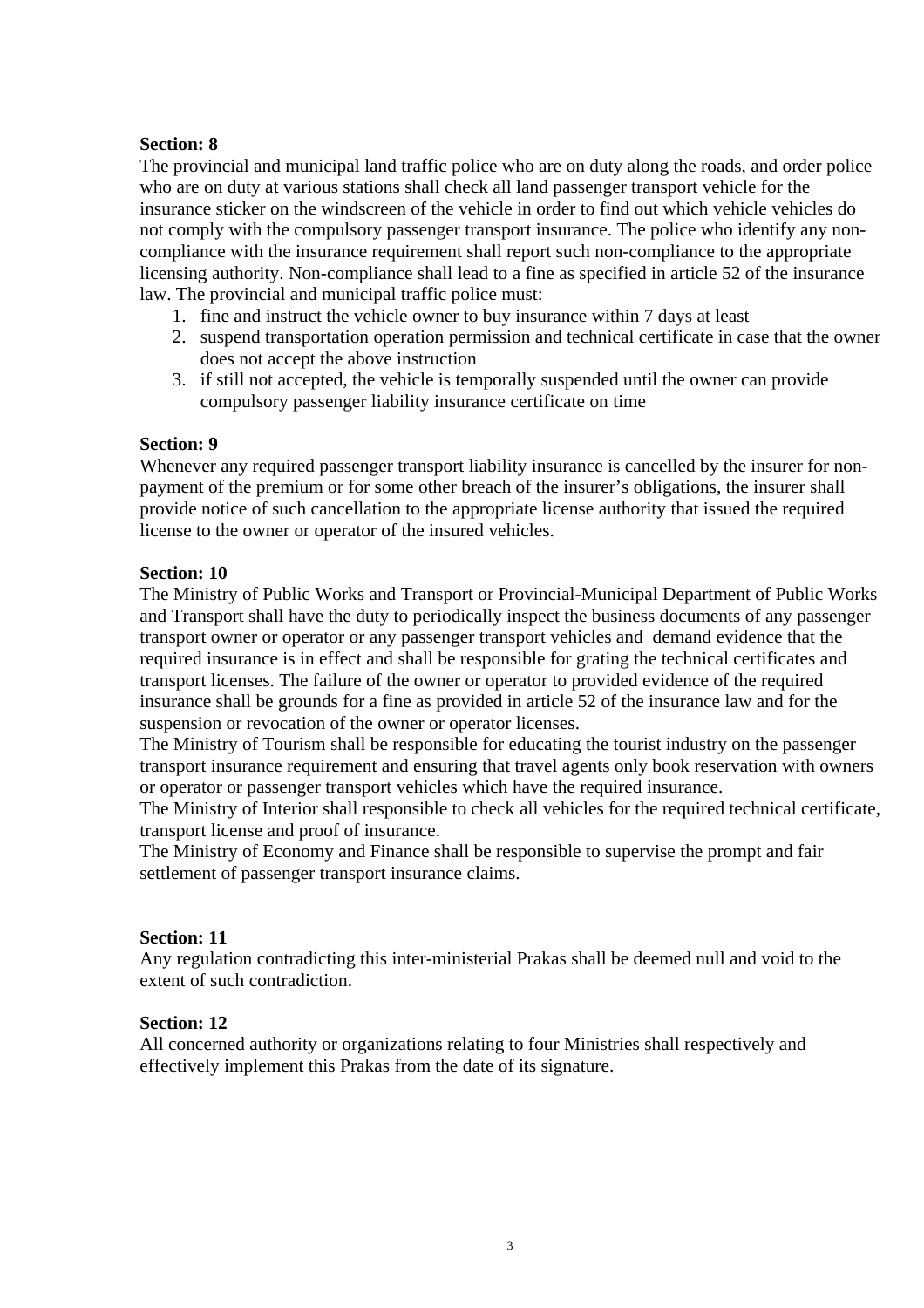**Section: 8**

The provincial and municipal land traffic police who are on duty along the roads, and order police who are on duty at various stations shall check all land passenger transport vehicle for the insurance sticker on the windscreen of the vehicle in order to find out which vehicle vehicles do not comply with the compulsory passenger transport insurance. The police who identify any non-compliance with the insurance requirement shall report such non-compliance to the appropriate licensing authority. Non-compliance shall lead to a fine as specified in article 52 of the insurance law. The provincial and municipal traffic police must:

1. fine and instruct the vehicle owner to buy insurance within 7 days at least
2. suspend transportation operation permission and technical certificate in case that the owner does not accept the above instruction
3. if still not accepted, the vehicle is temporally suspended until the owner can provide compulsory passenger liability insurance certificate on time

**Section: 9**

Whenever any required passenger transport liability insurance is cancelled by the insurer for non-payment of the premium or for some other breach of the insurer's obligations, the insurer shall provide notice of such cancellation to the appropriate license authority that issued the required license to the owner or operator of the insured vehicles.

**Section: 10**

The Ministry of Public Works and Transport or Provincial-Municipal Department of Public Works and Transport shall have the duty to periodically inspect the business documents of any passenger transport owner or operator or any passenger transport vehicles and demand evidence that the required insurance is in effect and shall be responsible for grating the technical certificates and transport licenses. The failure of the owner or operator to provided evidence of the required insurance shall be grounds for a fine as provided in article 52 of the insurance law and for the suspension or revocation of the owner or operator licenses.

The Ministry of Tourism shall be responsible for educating the tourist industry on the passenger transport insurance requirement and ensuring that travel agents only book reservation with owners or operator or passenger transport vehicles which have the required insurance.

The Ministry of Interior shall responsible to check all vehicles for the required technical certificate, transport license and proof of insurance.

The Ministry of Economy and Finance shall be responsible to supervise the prompt and fair settlement of passenger transport insurance claims.

**Section: 11**

Any regulation contradicting this inter-ministerial Prakas shall be deemed null and void to the extent of such contradiction.

**Section: 12**

All concerned authority or organizations relating to four Ministries shall respectively and effectively implement this Prakas from the date of its signature.